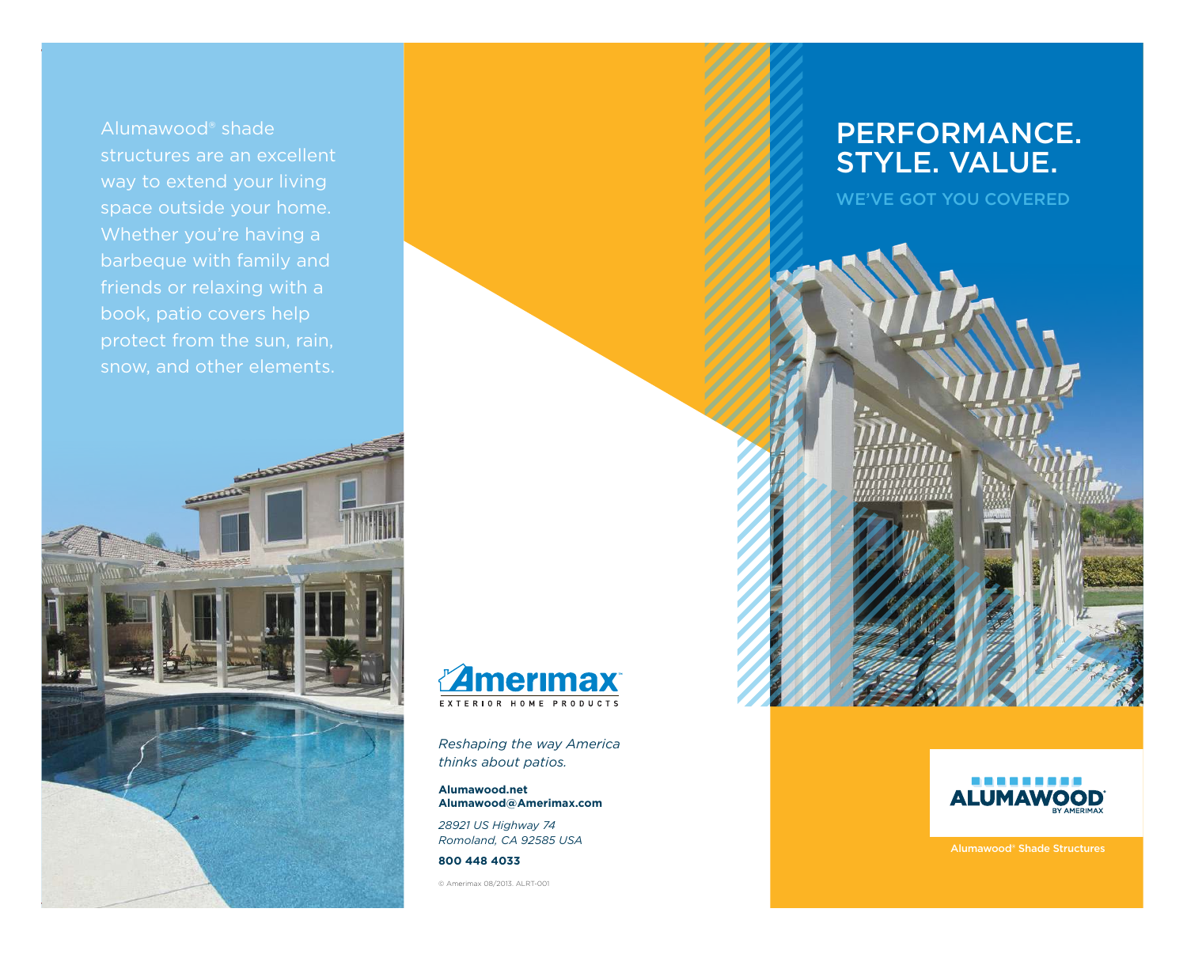Alumawood® shade structures are an excellent way to extend your living space outside your home. Whether you're having a barbeque with family and friends or relaxing with a book, patio covers help protect from the sun, rain, snow, and other elements.

Amerimax™
EXTERIOR HOME PRODUCTS

*Reshaping the way America thinks about patios.*

**Alumawood.net**
**Alumawood@Amerimax.com**

*28921 US Highway 74*
*Romoland, CA 92585 USA*

**800 448 4033**

© Amerimax 08/2013. ALRT-001

# PERFORMANCE. STYLE. VALUE.

## WE'VE GOT YOU COVERED

ALUMAWOOD®
BY AMERIMAX

Alumawood® Shade Structures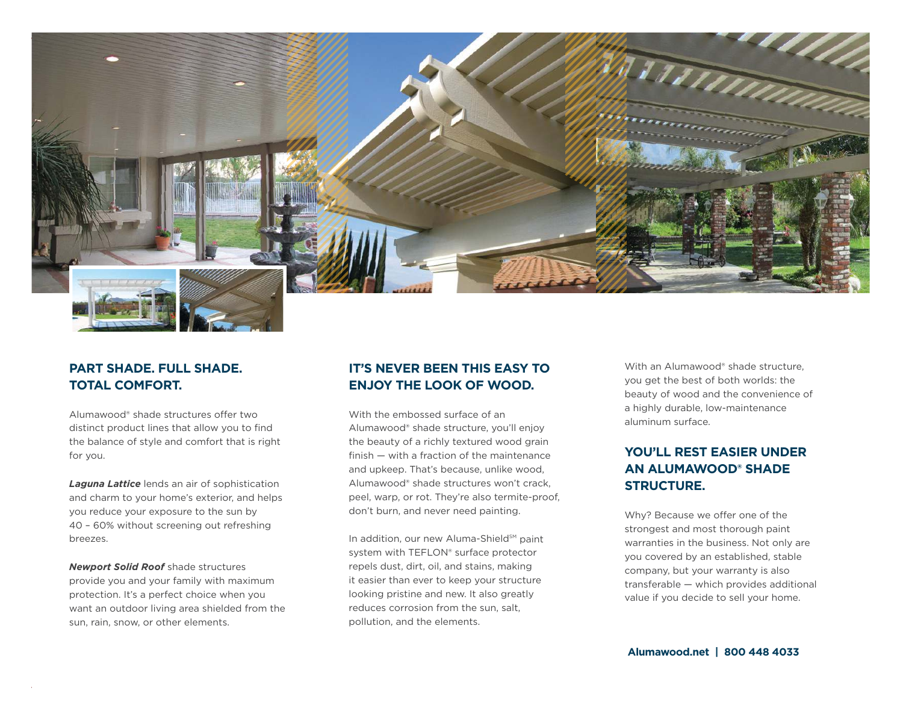## PART SHADE. FULL SHADE. TOTAL COMFORT.

Alumawood® shade structures offer two distinct product lines that allow you to find the balance of style and comfort that is right for you.

***Laguna Lattice*** lends an air of sophistication and charm to your home's exterior, and helps you reduce your exposure to the sun by 40 – 60% without screening out refreshing breezes.

***Newport Solid Roof*** shade structures provide you and your family with maximum protection. It's a perfect choice when you want an outdoor living area shielded from the sun, rain, snow, or other elements.

## IT'S NEVER BEEN THIS EASY TO ENJOY THE LOOK OF WOOD.

With the embossed surface of an Alumawood® shade structure, you'll enjoy the beauty of a richly textured wood grain finish — with a fraction of the maintenance and upkeep. That's because, unlike wood, Alumawood® shade structures won't crack, peel, warp, or rot. They're also termite-proof, don't burn, and never need painting.

In addition, our new Aluma-Shield℠ paint system with TEFLON® surface protector repels dust, dirt, oil, and stains, making it easier than ever to keep your structure looking pristine and new. It also greatly reduces corrosion from the sun, salt, pollution, and the elements.

With an Alumawood® shade structure, you get the best of both worlds: the beauty of wood and the convenience of a highly durable, low-maintenance aluminum surface.

## YOU'LL REST EASIER UNDER AN ALUMAWOOD® SHADE STRUCTURE.

Why? Because we offer one of the strongest and most thorough paint warranties in the business. Not only are you covered by an established, stable company, but your warranty is also transferable — which provides additional value if you decide to sell your home.

**Alumawood.net | 800 448 4033**